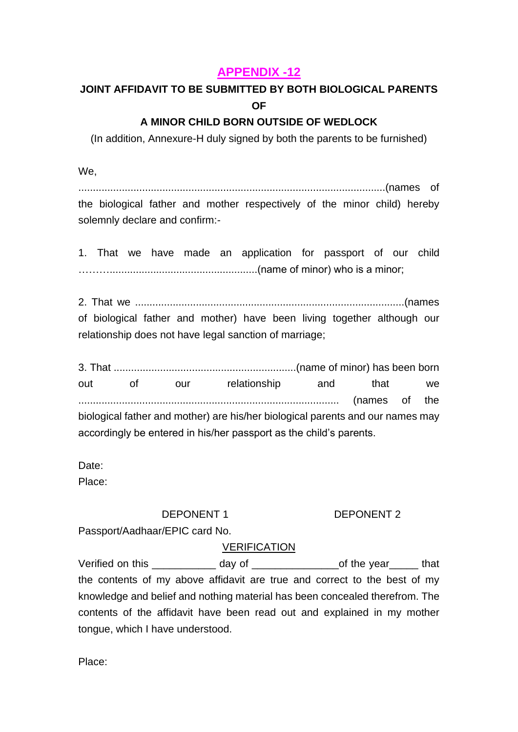## APPENDIX -12

### JOINT AFFIDAVIT TO BE SUBMITTED BY BOTH BIOLOGICAL PARENTS OF A MINOR CHILD BORN OUTSIDE OF WEDLOCK

(In addition, Annexure-H duly signed by both the parents to be furnished)

We,

..........................................................................................................(names of the biological father and mother respectively of the minor child) hereby solemnly declare and confirm:-

1. That we have made an application for passport of our child ………....................................................(name of minor) who is a minor;

2. That we .............................................................................................(names of biological father and mother) have been living together although our relationship does not have legal sanction of marriage;

3. That ..............................................................(name of minor) has been born out of our relationship and that we .......................................................................................... (names of the biological father and mother) are his/her biological parents and our names may accordingly be entered in his/her passport as the child's parents.

Date:

Place:

DEPONENT 1 DEPONENT 2

Passport/Aadhaar/EPIC card No.

VERIFICATION

Verified on this ___________ day of _______________of the year_____ that the contents of my above affidavit are true and correct to the best of my knowledge and belief and nothing material has been concealed therefrom. The contents of the affidavit have been read out and explained in my mother tongue, which I have understood.

Place: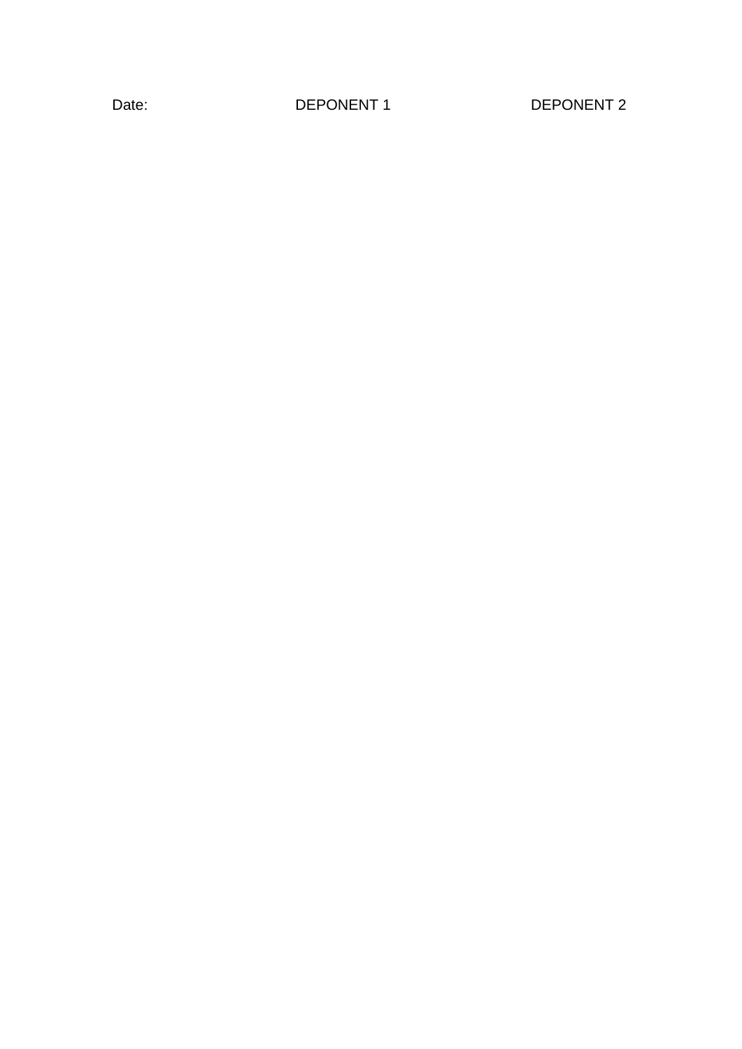| | | |
|---|---|---|
| Date: | DEPONENT 1 | DEPONENT 2 |